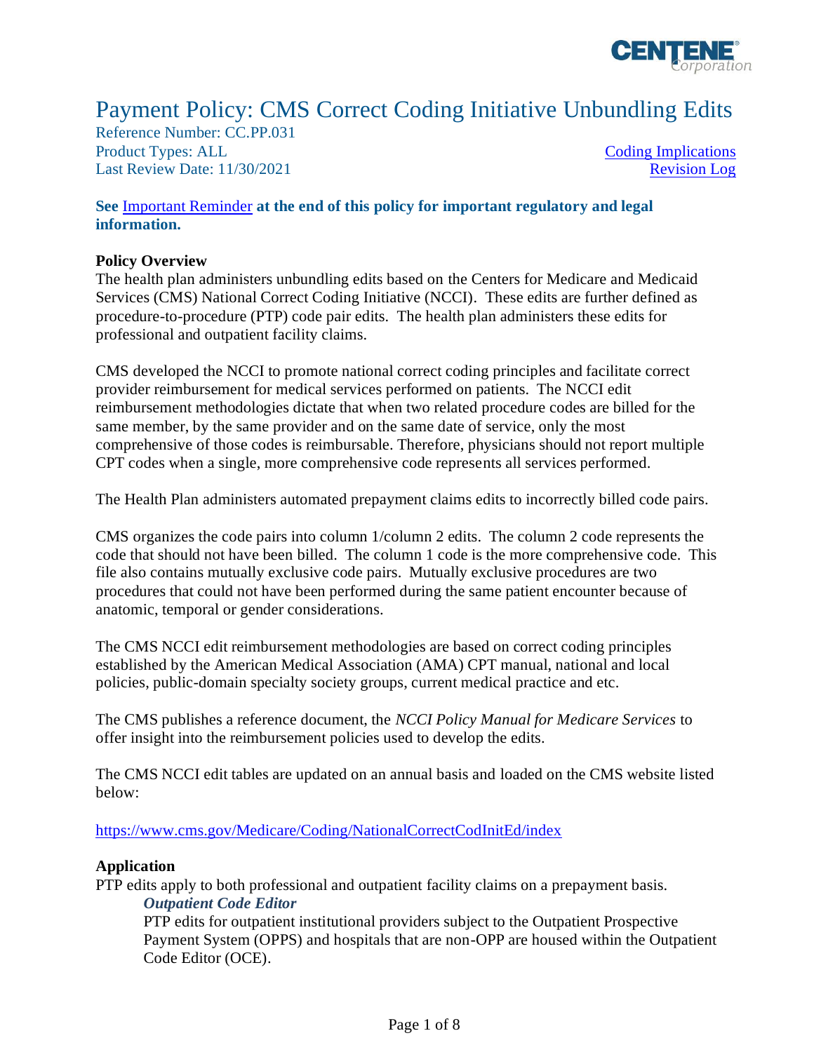# Payment Policy: CMS Correct Coding Initiative Unbundling Edits

Reference Number: CC.PP.031
Product Types: ALL
Last Review Date: 11/30/2021

[Coding Implications](#)
[Revision Log](#)

**See [Important Reminder](#) at the end of this policy for important regulatory and legal information.**

**Policy Overview**

The health plan administers unbundling edits based on the Centers for Medicare and Medicaid Services (CMS) National Correct Coding Initiative (NCCI). These edits are further defined as procedure-to-procedure (PTP) code pair edits. The health plan administers these edits for professional and outpatient facility claims.

CMS developed the NCCI to promote national correct coding principles and facilitate correct provider reimbursement for medical services performed on patients. The NCCI edit reimbursement methodologies dictate that when two related procedure codes are billed for the same member, by the same provider and on the same date of service, only the most comprehensive of those codes is reimbursable. Therefore, physicians should not report multiple CPT codes when a single, more comprehensive code represents all services performed.

The Health Plan administers automated prepayment claims edits to incorrectly billed code pairs.

CMS organizes the code pairs into column 1/column 2 edits. The column 2 code represents the code that should not have been billed. The column 1 code is the more comprehensive code. This file also contains mutually exclusive code pairs. Mutually exclusive procedures are two procedures that could not have been performed during the same patient encounter because of anatomic, temporal or gender considerations.

The CMS NCCI edit reimbursement methodologies are based on correct coding principles established by the American Medical Association (AMA) CPT manual, national and local policies, public-domain specialty society groups, current medical practice and etc.

The CMS publishes a reference document, the *NCCI Policy Manual for Medicare Services* to offer insight into the reimbursement policies used to develop the edits.

The CMS NCCI edit tables are updated on an annual basis and loaded on the CMS website listed below:

https://www.cms.gov/Medicare/Coding/NationalCorrectCodInitEd/index

**Application**

PTP edits apply to both professional and outpatient facility claims on a prepayment basis.

***Outpatient Code Editor***

PTP edits for outpatient institutional providers subject to the Outpatient Prospective Payment System (OPPS) and hospitals that are non-OPP are housed within the Outpatient Code Editor (OCE).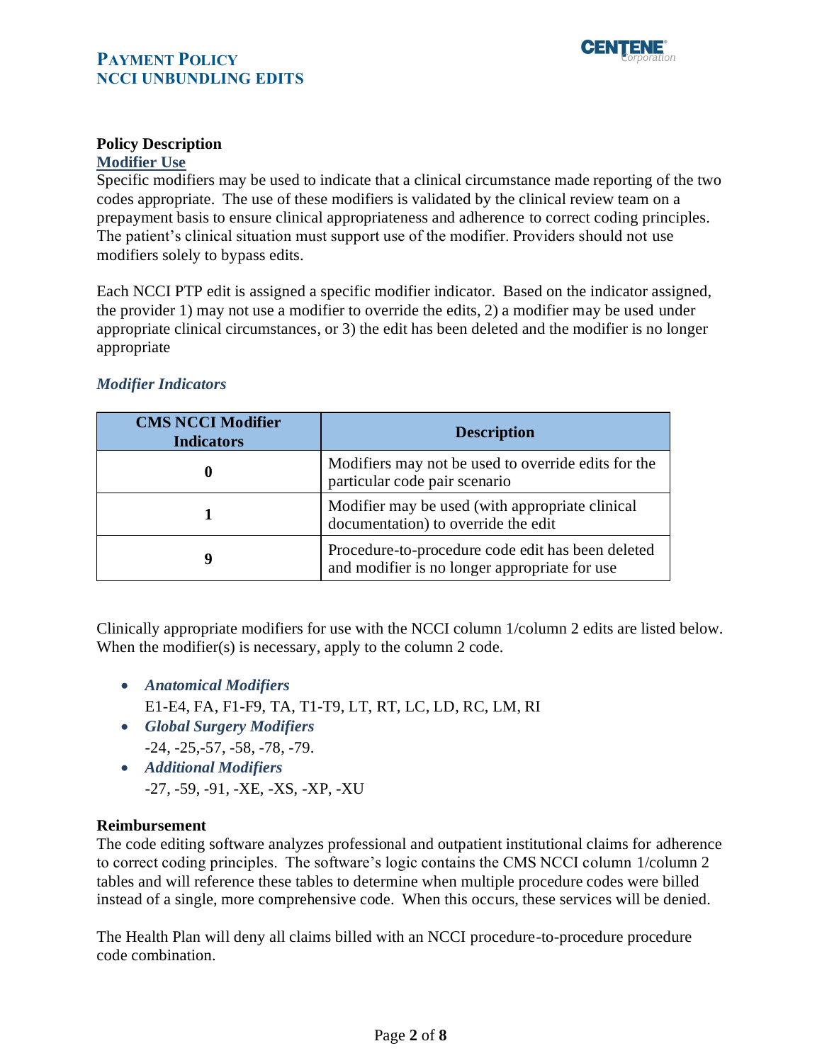## Policy Description

### Modifier Use

Specific modifiers may be used to indicate that a clinical circumstance made reporting of the two codes appropriate. The use of these modifiers is validated by the clinical review team on a prepayment basis to ensure clinical appropriateness and adherence to correct coding principles. The patient's clinical situation must support use of the modifier. Providers should not use modifiers solely to bypass edits.

Each NCCI PTP edit is assigned a specific modifier indicator. Based on the indicator assigned, the provider 1) may not use a modifier to override the edits, 2) a modifier may be used under appropriate clinical circumstances, or 3) the edit has been deleted and the modifier is no longer appropriate

#### *Modifier Indicators*

| CMS NCCI Modifier Indicators | Description |
|---|---|
| **0** | Modifiers may not be used to override edits for the particular code pair scenario |
| **1** | Modifier may be used (with appropriate clinical documentation) to override the edit |
| **9** | Procedure-to-procedure code edit has been deleted and modifier is no longer appropriate for use |

Clinically appropriate modifiers for use with the NCCI column 1/column 2 edits are listed below. When the modifier(s) is necessary, apply to the column 2 code.

- ***Anatomical Modifiers***
  E1-E4, FA, F1-F9, TA, T1-T9, LT, RT, LC, LD, RC, LM, RI
- ***Global Surgery Modifiers***
  -24, -25,-57, -58, -78, -79.
- ***Additional Modifiers***
  -27, -59, -91, -XE, -XS, -XP, -XU

## Reimbursement

The code editing software analyzes professional and outpatient institutional claims for adherence to correct coding principles. The software's logic contains the CMS NCCI column 1/column 2 tables and will reference these tables to determine when multiple procedure codes were billed instead of a single, more comprehensive code. When this occurs, these services will be denied.

The Health Plan will deny all claims billed with an NCCI procedure-to-procedure procedure code combination.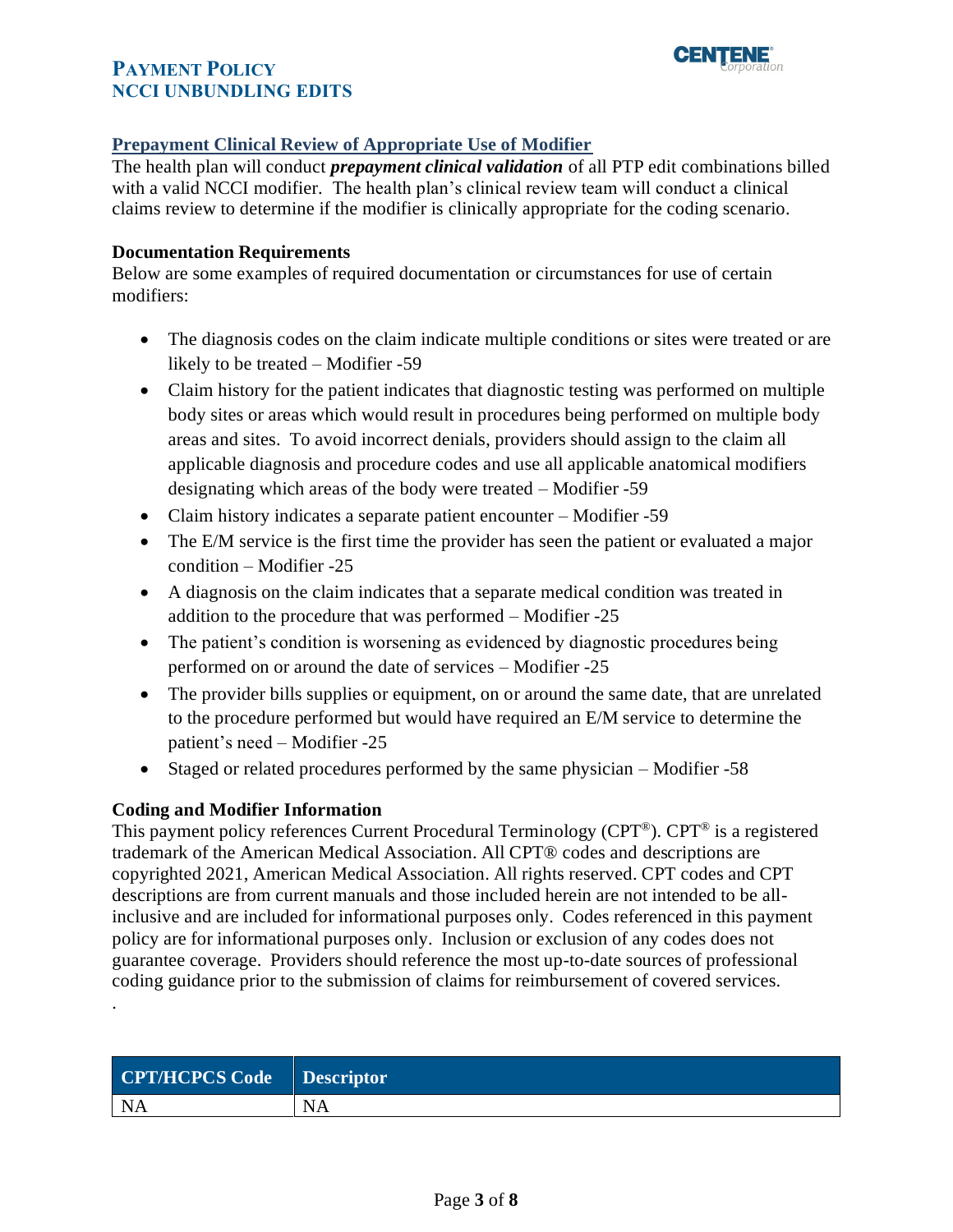## Prepayment Clinical Review of Appropriate Use of Modifier

The health plan will conduct ***prepayment clinical validation*** of all PTP edit combinations billed with a valid NCCI modifier. The health plan's clinical review team will conduct a clinical claims review to determine if the modifier is clinically appropriate for the coding scenario.

### Documentation Requirements

Below are some examples of required documentation or circumstances for use of certain modifiers:

- The diagnosis codes on the claim indicate multiple conditions or sites were treated or are likely to be treated – Modifier -59
- Claim history for the patient indicates that diagnostic testing was performed on multiple body sites or areas which would result in procedures being performed on multiple body areas and sites. To avoid incorrect denials, providers should assign to the claim all applicable diagnosis and procedure codes and use all applicable anatomical modifiers designating which areas of the body were treated – Modifier -59
- Claim history indicates a separate patient encounter – Modifier -59
- The E/M service is the first time the provider has seen the patient or evaluated a major condition – Modifier -25
- A diagnosis on the claim indicates that a separate medical condition was treated in addition to the procedure that was performed – Modifier -25
- The patient's condition is worsening as evidenced by diagnostic procedures being performed on or around the date of services – Modifier -25
- The provider bills supplies or equipment, on or around the same date, that are unrelated to the procedure performed but would have required an E/M service to determine the patient's need – Modifier -25
- Staged or related procedures performed by the same physician – Modifier -58

### Coding and Modifier Information

This payment policy references Current Procedural Terminology (CPT®). CPT® is a registered trademark of the American Medical Association. All CPT® codes and descriptions are copyrighted 2021, American Medical Association. All rights reserved. CPT codes and CPT descriptions are from current manuals and those included herein are not intended to be all-inclusive and are included for informational purposes only. Codes referenced in this payment policy are for informational purposes only. Inclusion or exclusion of any codes does not guarantee coverage. Providers should reference the most up-to-date sources of professional coding guidance prior to the submission of claims for reimbursement of covered services.

.

| CPT/HCPCS Code | Descriptor |
| --- | --- |
| NA | NA |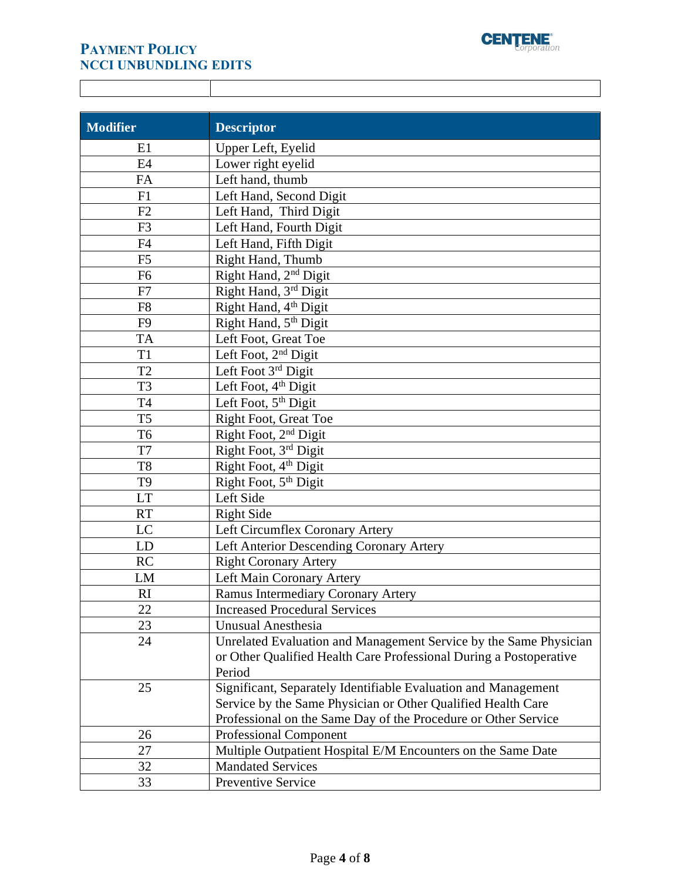| Modifier | Descriptor |
|---|---|
| E1 | Upper Left, Eyelid |
| E4 | Lower right eyelid |
| FA | Left hand, thumb |
| F1 | Left Hand, Second Digit |
| F2 | Left Hand, Third Digit |
| F3 | Left Hand, Fourth Digit |
| F4 | Left Hand, Fifth Digit |
| F5 | Right Hand, Thumb |
| F6 | Right Hand, 2nd Digit |
| F7 | Right Hand, 3rd Digit |
| F8 | Right Hand, 4th Digit |
| F9 | Right Hand, 5th Digit |
| TA | Left Foot, Great Toe |
| T1 | Left Foot, 2nd Digit |
| T2 | Left Foot 3rd Digit |
| T3 | Left Foot, 4th Digit |
| T4 | Left Foot, 5th Digit |
| T5 | Right Foot, Great Toe |
| T6 | Right Foot, 2nd Digit |
| T7 | Right Foot, 3rd Digit |
| T8 | Right Foot, 4th Digit |
| T9 | Right Foot, 5th Digit |
| LT | Left Side |
| RT | Right Side |
| LC | Left Circumflex Coronary Artery |
| LD | Left Anterior Descending Coronary Artery |
| RC | Right Coronary Artery |
| LM | Left Main Coronary Artery |
| RI | Ramus Intermediary Coronary Artery |
| 22 | Increased Procedural Services |
| 23 | Unusual Anesthesia |
| 24 | Unrelated Evaluation and Management Service by the Same Physician or Other Qualified Health Care Professional During a Postoperative Period |
| 25 | Significant, Separately Identifiable Evaluation and Management Service by the Same Physician or Other Qualified Health Care Professional on the Same Day of the Procedure or Other Service |
| 26 | Professional Component |
| 27 | Multiple Outpatient Hospital E/M Encounters on the Same Date |
| 32 | Mandated Services |
| 33 | Preventive Service |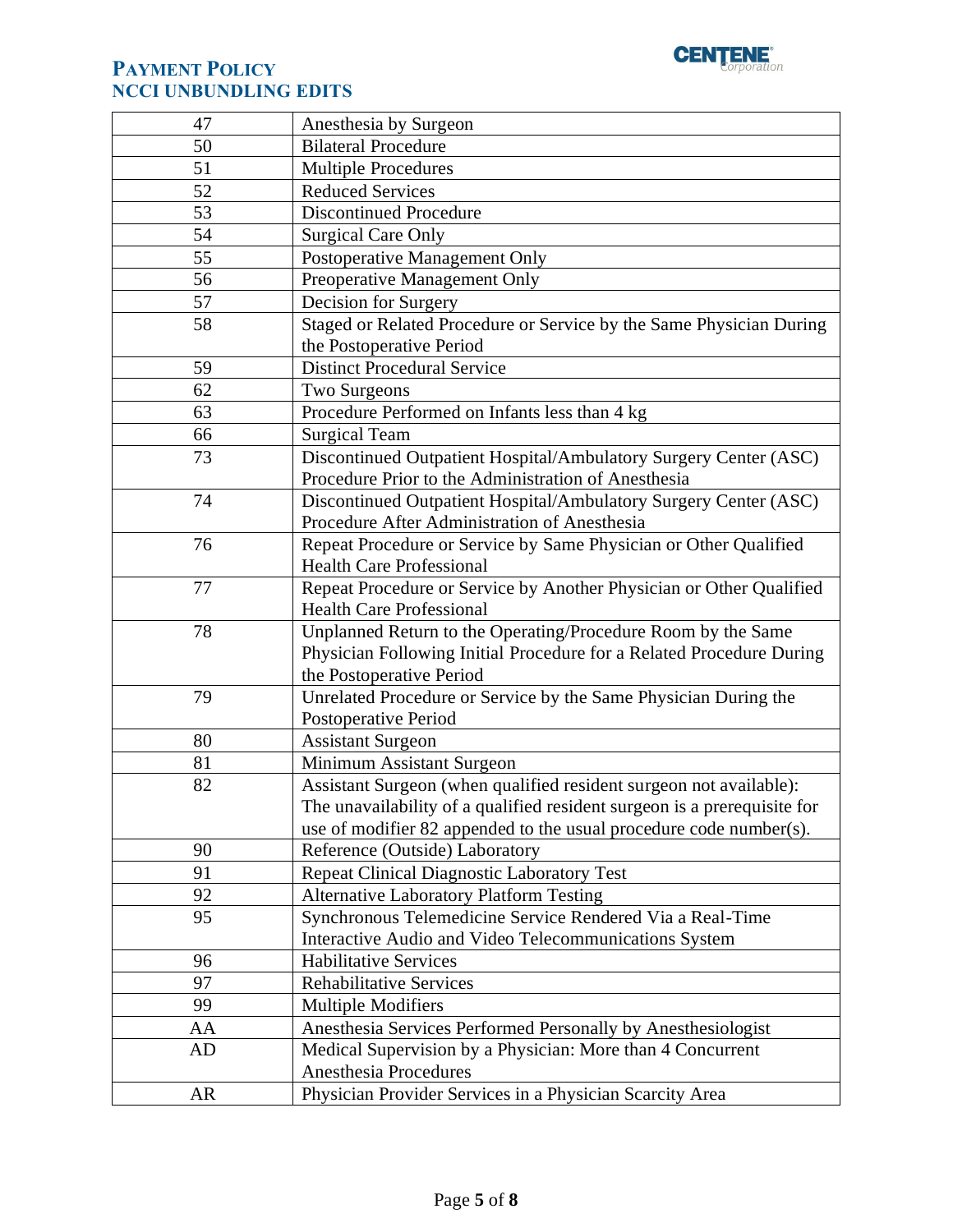| 47 | Anesthesia by Surgeon |
|---|---|
| 50 | Bilateral Procedure |
| 51 | Multiple Procedures |
| 52 | Reduced Services |
| 53 | Discontinued Procedure |
| 54 | Surgical Care Only |
| 55 | Postoperative Management Only |
| 56 | Preoperative Management Only |
| 57 | Decision for Surgery |
| 58 | Staged or Related Procedure or Service by the Same Physician During the Postoperative Period |
| 59 | Distinct Procedural Service |
| 62 | Two Surgeons |
| 63 | Procedure Performed on Infants less than 4 kg |
| 66 | Surgical Team |
| 73 | Discontinued Outpatient Hospital/Ambulatory Surgery Center (ASC) Procedure Prior to the Administration of Anesthesia |
| 74 | Discontinued Outpatient Hospital/Ambulatory Surgery Center (ASC) Procedure After Administration of Anesthesia |
| 76 | Repeat Procedure or Service by Same Physician or Other Qualified Health Care Professional |
| 77 | Repeat Procedure or Service by Another Physician or Other Qualified Health Care Professional |
| 78 | Unplanned Return to the Operating/Procedure Room by the Same Physician Following Initial Procedure for a Related Procedure During the Postoperative Period |
| 79 | Unrelated Procedure or Service by the Same Physician During the Postoperative Period |
| 80 | Assistant Surgeon |
| 81 | Minimum Assistant Surgeon |
| 82 | Assistant Surgeon (when qualified resident surgeon not available): The unavailability of a qualified resident surgeon is a prerequisite for use of modifier 82 appended to the usual procedure code number(s). |
| 90 | Reference (Outside) Laboratory |
| 91 | Repeat Clinical Diagnostic Laboratory Test |
| 92 | Alternative Laboratory Platform Testing |
| 95 | Synchronous Telemedicine Service Rendered Via a Real-Time Interactive Audio and Video Telecommunications System |
| 96 | Habilitative Services |
| 97 | Rehabilitative Services |
| 99 | Multiple Modifiers |
| AA | Anesthesia Services Performed Personally by Anesthesiologist |
| AD | Medical Supervision by a Physician: More than 4 Concurrent Anesthesia Procedures |
| AR | Physician Provider Services in a Physician Scarcity Area |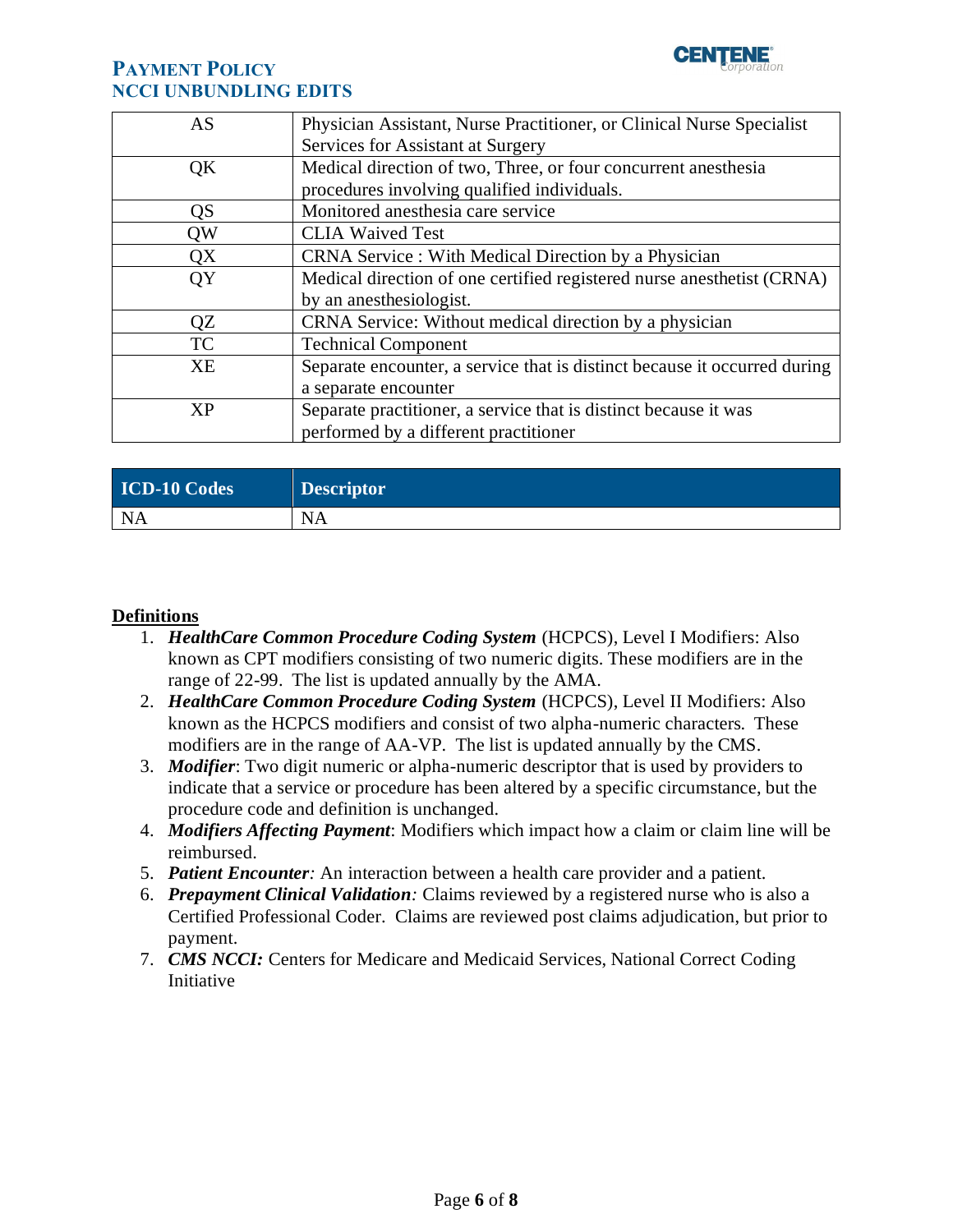| | |
|---|---|
| AS | Physician Assistant, Nurse Practitioner, or Clinical Nurse Specialist Services for Assistant at Surgery |
| QK | Medical direction of two, Three, or four concurrent anesthesia procedures involving qualified individuals. |
| QS | Monitored anesthesia care service |
| QW | CLIA Waived Test |
| QX | CRNA Service : With Medical Direction by a Physician |
| QY | Medical direction of one certified registered nurse anesthetist (CRNA) by an anesthesiologist. |
| QZ | CRNA Service: Without medical direction by a physician |
| TC | Technical Component |
| XE | Separate encounter, a service that is distinct because it occurred during a separate encounter |
| XP | Separate practitioner, a service that is distinct because it was performed by a different practitioner |

| ICD-10 Codes | Descriptor |
|---|---|
| NA | NA |

**Definitions**

1. ***HealthCare Common Procedure Coding System*** (HCPCS), Level I Modifiers: Also known as CPT modifiers consisting of two numeric digits. These modifiers are in the range of 22-99. The list is updated annually by the AMA.
2. ***HealthCare Common Procedure Coding System*** (HCPCS), Level II Modifiers: Also known as the HCPCS modifiers and consist of two alpha-numeric characters. These modifiers are in the range of AA-VP. The list is updated annually by the CMS.
3. ***Modifier***: Two digit numeric or alpha-numeric descriptor that is used by providers to indicate that a service or procedure has been altered by a specific circumstance, but the procedure code and definition is unchanged.
4. ***Modifiers Affecting Payment***: Modifiers which impact how a claim or claim line will be reimbursed.
5. ***Patient Encounter:*** An interaction between a health care provider and a patient.
6. ***Prepayment Clinical Validation:*** Claims reviewed by a registered nurse who is also a Certified Professional Coder. Claims are reviewed post claims adjudication, but prior to payment.
7. ***CMS NCCI:*** Centers for Medicare and Medicaid Services, National Correct Coding Initiative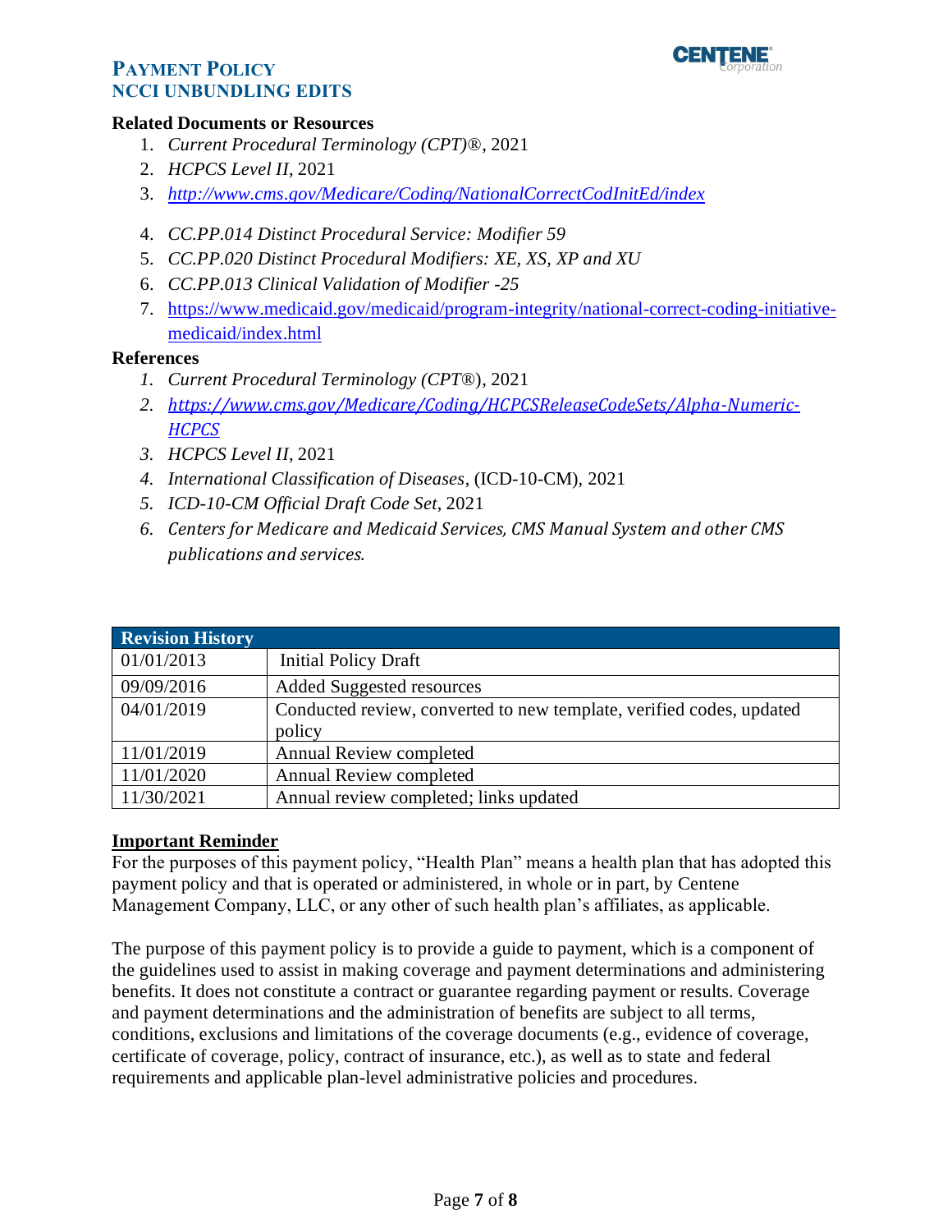**Related Documents or Resources**

1. *Current Procedural Terminology (CPT)®*, 2021
2. *HCPCS Level II*, 2021
3. *http://www.cms.gov/Medicare/Coding/NationalCorrectCodInitEd/index*
4. *CC.PP.014 Distinct Procedural Service: Modifier 59*
5. *CC.PP.020 Distinct Procedural Modifiers: XE, XS, XP and XU*
6. *CC.PP.013 Clinical Validation of Modifier -25*
7. https://www.medicaid.gov/medicaid/program-integrity/national-correct-coding-initiative-medicaid/index.html

**References**

1. *Current Procedural Terminology (CPT®)*, 2021
2. *https://www.cms.gov/Medicare/Coding/HCPCSReleaseCodeSets/Alpha-Numeric-HCPCS*
3. *HCPCS Level II*, 2021
4. *International Classification of Diseases*, (ICD-10-CM), 2021
5. *ICD-10-CM Official Draft Code Set*, 2021
6. *Centers for Medicare and Medicaid Services, CMS Manual System and other CMS publications and services.*

| **Revision History** | |
|---|---|
| 01/01/2013 | Initial Policy Draft |
| 09/09/2016 | Added Suggested resources |
| 04/01/2019 | Conducted review, converted to new template, verified codes, updated policy |
| 11/01/2019 | Annual Review completed |
| 11/01/2020 | Annual Review completed |
| 11/30/2021 | Annual review completed; links updated |

**Important Reminder**

For the purposes of this payment policy, "Health Plan" means a health plan that has adopted this payment policy and that is operated or administered, in whole or in part, by Centene Management Company, LLC, or any other of such health plan's affiliates, as applicable.

The purpose of this payment policy is to provide a guide to payment, which is a component of the guidelines used to assist in making coverage and payment determinations and administering benefits. It does not constitute a contract or guarantee regarding payment or results. Coverage and payment determinations and the administration of benefits are subject to all terms, conditions, exclusions and limitations of the coverage documents (e.g., evidence of coverage, certificate of coverage, policy, contract of insurance, etc.), as well as to state and federal requirements and applicable plan-level administrative policies and procedures.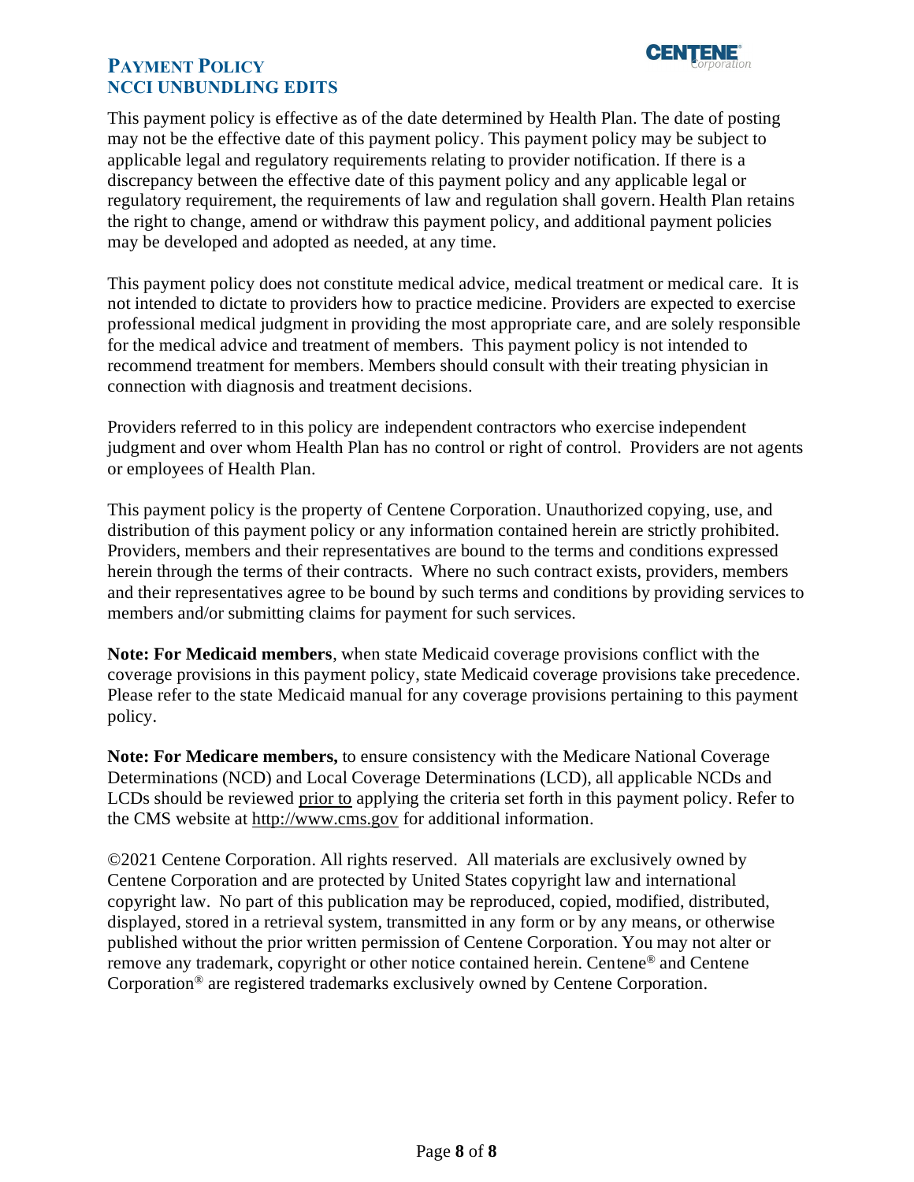This payment policy is effective as of the date determined by Health Plan. The date of posting may not be the effective date of this payment policy. This payment policy may be subject to applicable legal and regulatory requirements relating to provider notification. If there is a discrepancy between the effective date of this payment policy and any applicable legal or regulatory requirement, the requirements of law and regulation shall govern. Health Plan retains the right to change, amend or withdraw this payment policy, and additional payment policies may be developed and adopted as needed, at any time.

This payment policy does not constitute medical advice, medical treatment or medical care. It is not intended to dictate to providers how to practice medicine. Providers are expected to exercise professional medical judgment in providing the most appropriate care, and are solely responsible for the medical advice and treatment of members. This payment policy is not intended to recommend treatment for members. Members should consult with their treating physician in connection with diagnosis and treatment decisions.

Providers referred to in this policy are independent contractors who exercise independent judgment and over whom Health Plan has no control or right of control. Providers are not agents or employees of Health Plan.

This payment policy is the property of Centene Corporation. Unauthorized copying, use, and distribution of this payment policy or any information contained herein are strictly prohibited. Providers, members and their representatives are bound to the terms and conditions expressed herein through the terms of their contracts. Where no such contract exists, providers, members and their representatives agree to be bound by such terms and conditions by providing services to members and/or submitting claims for payment for such services.

**Note: For Medicaid members**, when state Medicaid coverage provisions conflict with the coverage provisions in this payment policy, state Medicaid coverage provisions take precedence. Please refer to the state Medicaid manual for any coverage provisions pertaining to this payment policy.

**Note: For Medicare members,** to ensure consistency with the Medicare National Coverage Determinations (NCD) and Local Coverage Determinations (LCD), all applicable NCDs and LCDs should be reviewed prior to applying the criteria set forth in this payment policy. Refer to the CMS website at http://www.cms.gov for additional information.

©2021 Centene Corporation. All rights reserved. All materials are exclusively owned by Centene Corporation and are protected by United States copyright law and international copyright law. No part of this publication may be reproduced, copied, modified, distributed, displayed, stored in a retrieval system, transmitted in any form or by any means, or otherwise published without the prior written permission of Centene Corporation. You may not alter or remove any trademark, copyright or other notice contained herein. Centene® and Centene Corporation® are registered trademarks exclusively owned by Centene Corporation.